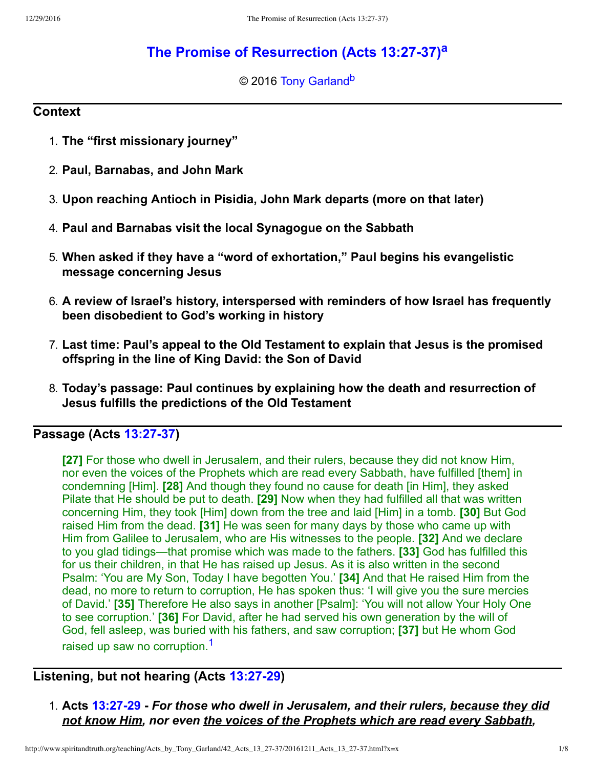# The Promise of Resurrection (Acts 13:27-37)[a]

© 2016 Tony Garland[b]

## Context

1. **The "first missionary journey"**
2. **Paul, Barnabas, and John Mark**
3. **Upon reaching Antioch in Pisidia, John Mark departs (more on that later)**
4. **Paul and Barnabas visit the local Synagogue on the Sabbath**
5. **When asked if they have a "word of exhortation," Paul begins his evangelistic message concerning Jesus**
6. **A review of Israel's history, interspersed with reminders of how Israel has frequently been disobedient to God's working in history**
7. **Last time: Paul's appeal to the Old Testament to explain that Jesus is the promised offspring in the line of King David: the Son of David**
8. **Today's passage: Paul continues by explaining how the death and resurrection of Jesus fulfills the predictions of the Old Testament**

## Passage (Acts 13:27-37)

> **[27]** For those who dwell in Jerusalem, and their rulers, because they did not know Him, nor even the voices of the Prophets which are read every Sabbath, have fulfilled [them] in condemning [Him]. **[28]** And though they found no cause for death [in Him], they asked Pilate that He should be put to death. **[29]** Now when they had fulfilled all that was written concerning Him, they took [Him] down from the tree and laid [Him] in a tomb. **[30]** But God raised Him from the dead. **[31]** He was seen for many days by those who came up with Him from Galilee to Jerusalem, who are His witnesses to the people. **[32]** And we declare to you glad tidings—that promise which was made to the fathers. **[33]** God has fulfilled this for us their children, in that He has raised up Jesus. As it is also written in the second Psalm: 'You are My Son, Today I have begotten You.' **[34]** And that He raised Him from the dead, no more to return to corruption, He has spoken thus: 'I will give you the sure mercies of David.' **[35]** Therefore He also says in another [Psalm]: 'You will not allow Your Holy One to see corruption.' **[36]** For David, after he had served his own generation by the will of God, fell asleep, was buried with his fathers, and saw corruption; **[37]** but He whom God raised up saw no corruption.[1]

## Listening, but not hearing (Acts 13:27-29)

1. **Acts 13:27-29 -** ***For those who dwell in Jerusalem, and their rulers, <u>because they did not know Him</u>, nor even <u>the voices of the Prophets which are read every Sabbath</u>,***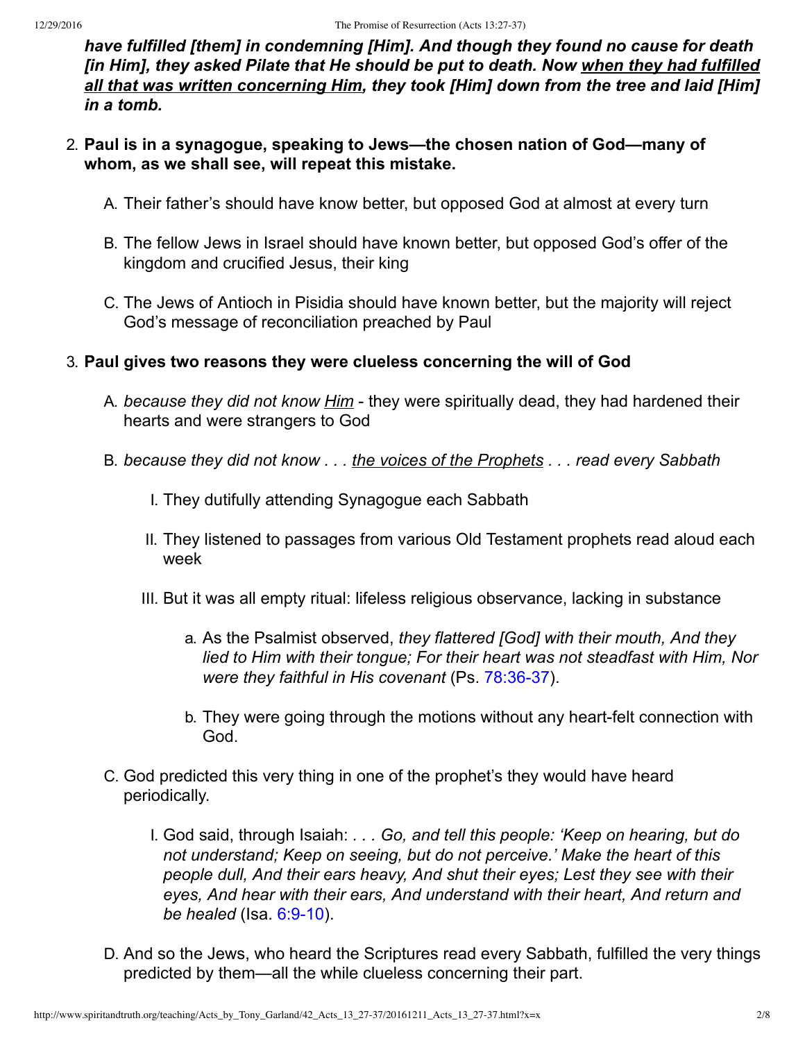***have fulfilled [them] in condemning [Him]. And though they found no cause for death [in Him], they asked Pilate that He should be put to death. Now <u>when they had fulfilled all that was written concerning Him</u>, they took [Him] down from the tree and laid [Him] in a tomb.***

2. **Paul is in a synagogue, speaking to Jews—the chosen nation of God—many of whom, as we shall see, will repeat this mistake.**

    A. Their father's should have know better, but opposed God at almost at every turn

    B. The fellow Jews in Israel should have known better, but opposed God's offer of the kingdom and crucified Jesus, their king

    C. The Jews of Antioch in Pisidia should have known better, but the majority will reject God's message of reconciliation preached by Paul

3. **Paul gives two reasons they were clueless concerning the will of God**

    A. *because they did not know <u>Him</u>* - they were spiritually dead, they had hardened their hearts and were strangers to God

    B. *because they did not know . . . <u>the voices of the Prophets</u> . . . read every Sabbath*

        I. They dutifully attending Synagogue each Sabbath

        II. They listened to passages from various Old Testament prophets read aloud each week

        III. But it was all empty ritual: lifeless religious observance, lacking in substance

            a. As the Psalmist observed, *they flattered [God] with their mouth, And they lied to Him with their tongue; For their heart was not steadfast with Him, Nor were they faithful in His covenant* (Ps. 78:36-37).

            b. They were going through the motions without any heart-felt connection with God.

    C. God predicted this very thing in one of the prophet's they would have heard periodically.

        I. God said, through Isaiah: *. . . Go, and tell this people: 'Keep on hearing, but do not understand; Keep on seeing, but do not perceive.' Make the heart of this people dull, And their ears heavy, And shut their eyes; Lest they see with their eyes, And hear with their ears, And understand with their heart, And return and be healed* (Isa. 6:9-10).

    D. And so the Jews, who heard the Scriptures read every Sabbath, fulfilled the very things predicted by them—all the while clueless concerning their part.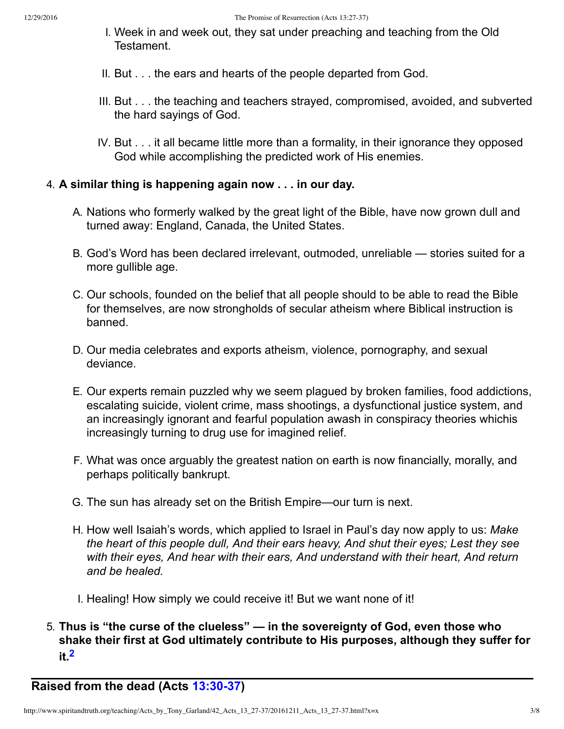I. Week in and week out, they sat under preaching and teaching from the Old Testament.

II. But . . . the ears and hearts of the people departed from God.

III. But . . . the teaching and teachers strayed, compromised, avoided, and subverted the hard sayings of God.

IV. But . . . it all became little more than a formality, in their ignorance they opposed God while accomplishing the predicted work of His enemies.

4. **A similar thing is happening again now . . . in our day.**

   A. Nations who formerly walked by the great light of the Bible, have now grown dull and turned away: England, Canada, the United States.

   B. God's Word has been declared irrelevant, outmoded, unreliable — stories suited for a more gullible age.

   C. Our schools, founded on the belief that all people should to be able to read the Bible for themselves, are now strongholds of secular atheism where Biblical instruction is banned.

   D. Our media celebrates and exports atheism, violence, pornography, and sexual deviance.

   E. Our experts remain puzzled why we seem plagued by broken families, food addictions, escalating suicide, violent crime, mass shootings, a dysfunctional justice system, and an increasingly ignorant and fearful population awash in conspiracy theories whichis increasingly turning to drug use for imagined relief.

   F. What was once arguably the greatest nation on earth is now financially, morally, and perhaps politically bankrupt.

   G. The sun has already set on the British Empire—our turn is next.

   H. How well Isaiah's words, which applied to Israel in Paul's day now apply to us: *Make the heart of this people dull, And their ears heavy, And shut their eyes; Lest they see with their eyes, And hear with their ears, And understand with their heart, And return and be healed.*

   I. Healing! How simply we could receive it! But we want none of it!

5. **Thus is "the curse of the clueless" — in the sovereignty of God, even those who shake their first at God ultimately contribute to His purposes, although they suffer for it.[2]**

## Raised from the dead (Acts 13:30-37)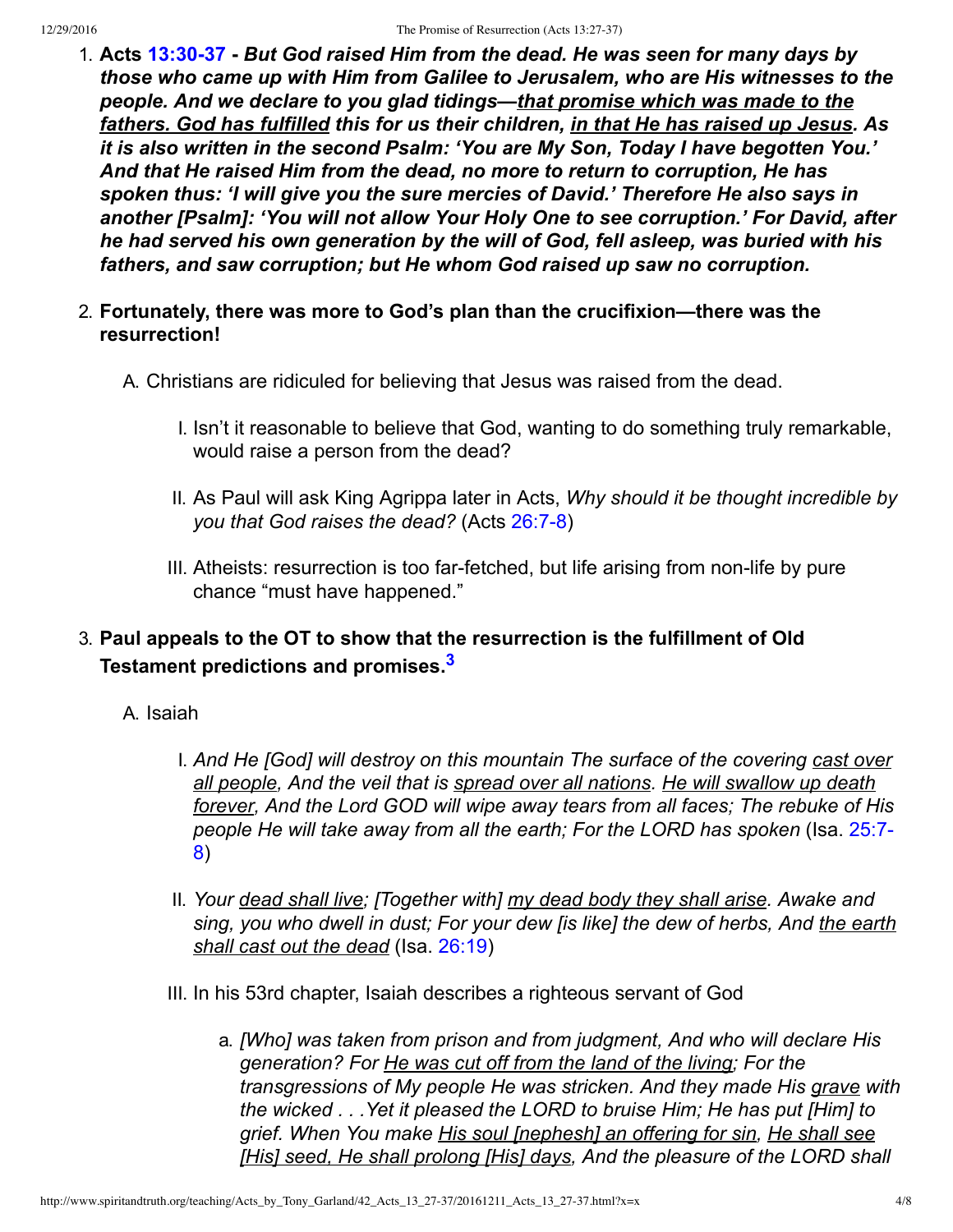1. **Acts 13:30-37 - *But God raised Him from the dead. He was seen for many days by those who came up with Him from Galilee to Jerusalem, who are His witnesses to the people. And we declare to you glad tidings—<u>that promise which was made to the fathers. God has fulfilled</u> this for us their children, <u>in that He has raised up Jesus</u>. As it is also written in the second Psalm: 'You are My Son, Today I have begotten You.' And that He raised Him from the dead, no more to return to corruption, He has spoken thus: 'I will give you the sure mercies of David.' Therefore He also says in another [Psalm]: 'You will not allow Your Holy One to see corruption.' For David, after he had served his own generation by the will of God, fell asleep, was buried with his fathers, and saw corruption; but He whom God raised up saw no corruption.***

2. **Fortunately, there was more to God's plan than the crucifixion—there was the resurrection!**

   A. Christians are ridiculed for believing that Jesus was raised from the dead.

      I. Isn't it reasonable to believe that God, wanting to do something truly remarkable, would raise a person from the dead?

      II. As Paul will ask King Agrippa later in Acts, *Why should it be thought incredible by you that God raises the dead?* (Acts 26:7-8)

      III. Atheists: resurrection is too far-fetched, but life arising from non-life by pure chance "must have happened."

3. **Paul appeals to the OT to show that the resurrection is the fulfillment of Old Testament predictions and promises.[3]**

   A. Isaiah

      I. *And He [God] will destroy on this mountain The surface of the covering <u>cast over all people</u>, And the veil that is <u>spread over all nations</u>. <u>He will swallow up death forever</u>, And the Lord GOD will wipe away tears from all faces; The rebuke of His people He will take away from all the earth; For the LORD has spoken* (Isa. 25:7-8)

      II. *Your <u>dead shall live</u>; [Together with] <u>my dead body they shall arise</u>. Awake and sing, you who dwell in dust; For your dew [is like] the dew of herbs, And <u>the earth shall cast out the dead</u>* (Isa. 26:19)

      III. In his 53rd chapter, Isaiah describes a righteous servant of God

         a. *[Who] was taken from prison and from judgment, And who will declare His generation? For <u>He was cut off from the land of the living</u>; For the transgressions of My people He was stricken. And they made His <u>grave</u> with the wicked . . .Yet it pleased the LORD to bruise Him; He has put [Him] to grief. When You make <u>His soul [nephesh] an offering for sin</u>, <u>He shall see [His] seed, He shall prolong [His] days</u>, And the pleasure of the LORD shall*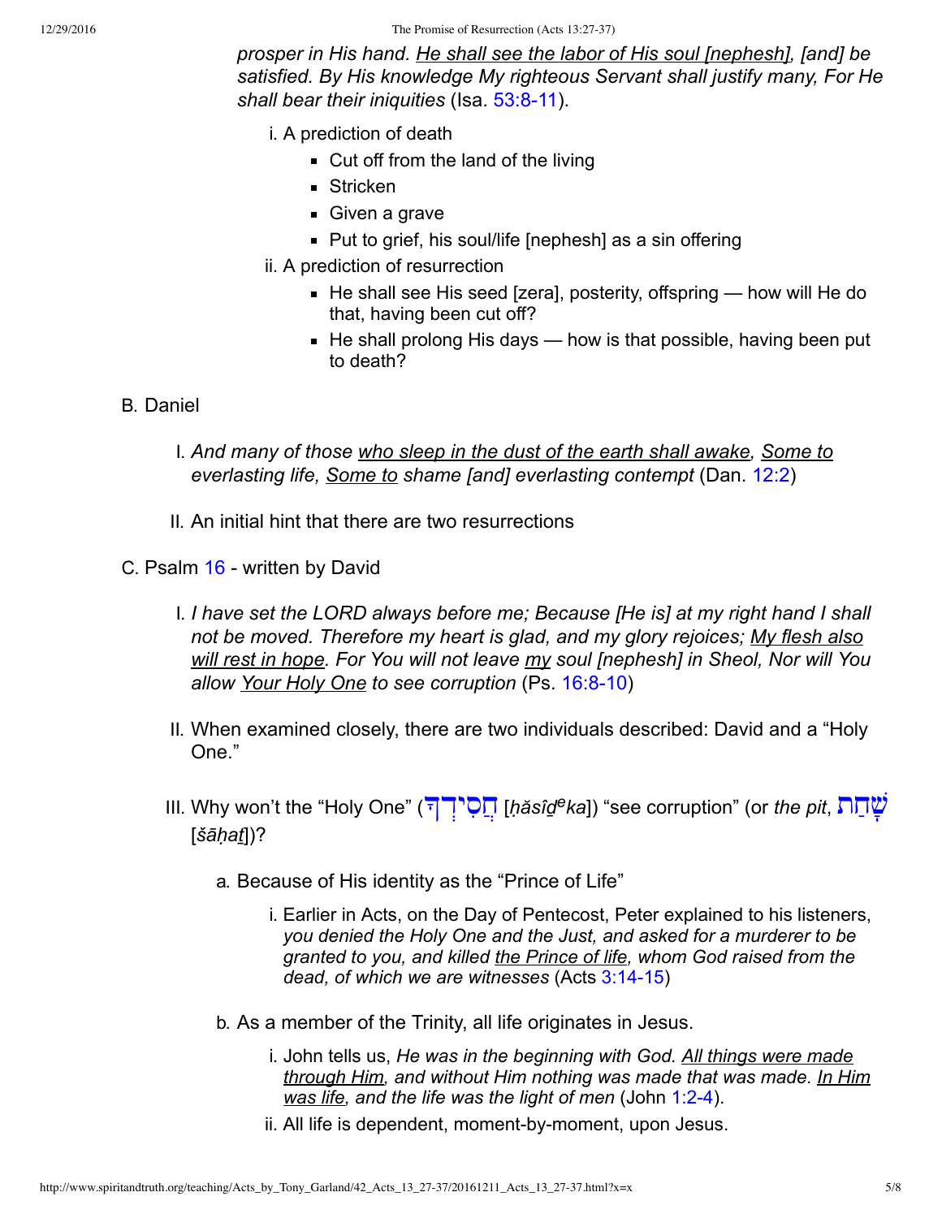*prosper in His hand. <u>He shall see the labor of His soul [nephesh]</u>, [and] be satisfied. By His knowledge My righteous Servant shall justify many, For He shall bear their iniquities* (Isa. 53:8-11).

i. A prediction of death
   - Cut off from the land of the living
   - Stricken
   - Given a grave
   - Put to grief, his soul/life [nephesh] as a sin offering

ii. A prediction of resurrection
   - He shall see His seed [zera], posterity, offspring — how will He do that, having been cut off?
   - He shall prolong His days — how is that possible, having been put to death?

B. Daniel

I. *And many of those <u>who sleep in the dust of the earth shall awake</u>, <u>Some to</u> everlasting life, <u>Some to</u> shame [and] everlasting contempt* (Dan. 12:2)

II. An initial hint that there are two resurrections

C. Psalm 16 - written by David

I. *I have set the LORD always before me; Because [He is] at my right hand I shall not be moved. Therefore my heart is glad, and my glory rejoices; <u>My flesh also will rest in hope</u>. For You will not leave <u>my</u> soul [nephesh] in Sheol, Nor will You allow <u>Your Holy One</u> to see corruption* (Ps. 16:8-10)

II. When examined closely, there are two individuals described: David and a "Holy One."

III. Why won't the "Holy One" (חֲסִידְךָ [*ḥăsîḏᵉka*]) "see corruption" (or *the pit*, שָׁחַת [*šāḥaṯ*])?

a. Because of His identity as the "Prince of Life"

   i. Earlier in Acts, on the Day of Pentecost, Peter explained to his listeners, *you denied the Holy One and the Just, and asked for a murderer to be granted to you, and killed <u>the Prince of life</u>, whom God raised from the dead, of which we are witnesses* (Acts 3:14-15)

b. As a member of the Trinity, all life originates in Jesus.

   i. John tells us, *He was in the beginning with God. <u>All things were made through Him</u>, and without Him nothing was made that was made. <u>In Him was life</u>, and the life was the light of men* (John 1:2-4).
   ii. All life is dependent, moment-by-moment, upon Jesus.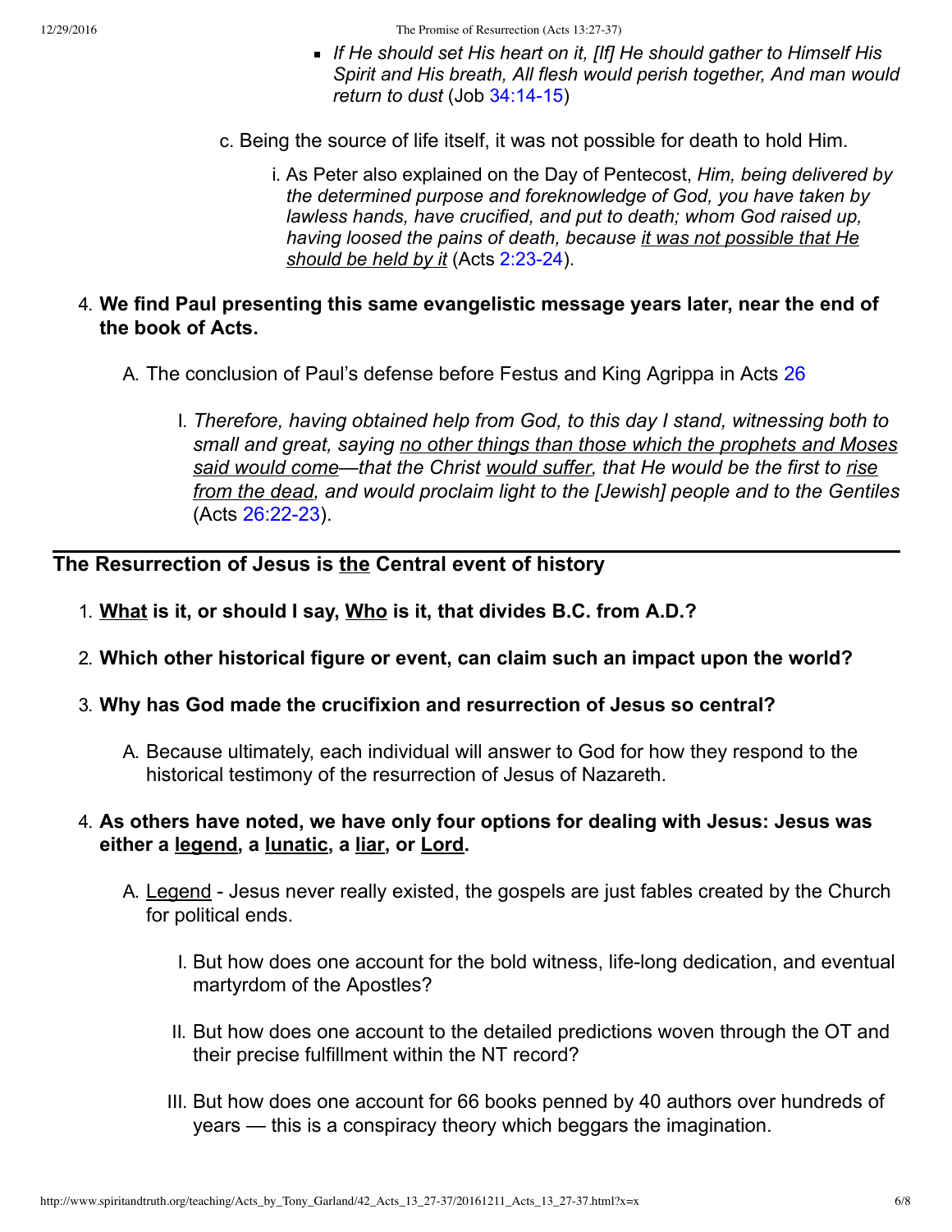- *If He should set His heart on it, [If] He should gather to Himself His Spirit and His breath, All flesh would perish together, And man would return to dust* (Job 34:14-15)

c. Being the source of life itself, it was not possible for death to hold Him.

  i. As Peter also explained on the Day of Pentecost, *Him, being delivered by the determined purpose and foreknowledge of God, you have taken by lawless hands, have crucified, and put to death; whom God raised up, having loosed the pains of death, because it was not possible that He should be held by it* (Acts 2:23-24).

4. **We find Paul presenting this same evangelistic message years later, near the end of the book of Acts.**

  A. The conclusion of Paul's defense before Festus and King Agrippa in Acts 26

    I. *Therefore, having obtained help from God, to this day I stand, witnessing both to small and great, saying no other things than those which the prophets and Moses said would come—that the Christ would suffer, that He would be the first to rise from the dead, and would proclaim light to the [Jewish] people and to the Gentiles* (Acts 26:22-23).

## The Resurrection of Jesus is the Central event of history

1. **What is it, or should I say, Who is it, that divides B.C. from A.D.?**
2. **Which other historical figure or event, can claim such an impact upon the world?**
3. **Why has God made the crucifixion and resurrection of Jesus so central?**

  A. Because ultimately, each individual will answer to God for how they respond to the historical testimony of the resurrection of Jesus of Nazareth.

4. **As others have noted, we have only four options for dealing with Jesus: Jesus was either a legend, a lunatic, a liar, or Lord.**

  A. Legend - Jesus never really existed, the gospels are just fables created by the Church for political ends.

    I. But how does one account for the bold witness, life-long dedication, and eventual martyrdom of the Apostles?

    II. But how does one account to the detailed predictions woven through the OT and their precise fulfillment within the NT record?

    III. But how does one account for 66 books penned by 40 authors over hundreds of years — this is a conspiracy theory which beggars the imagination.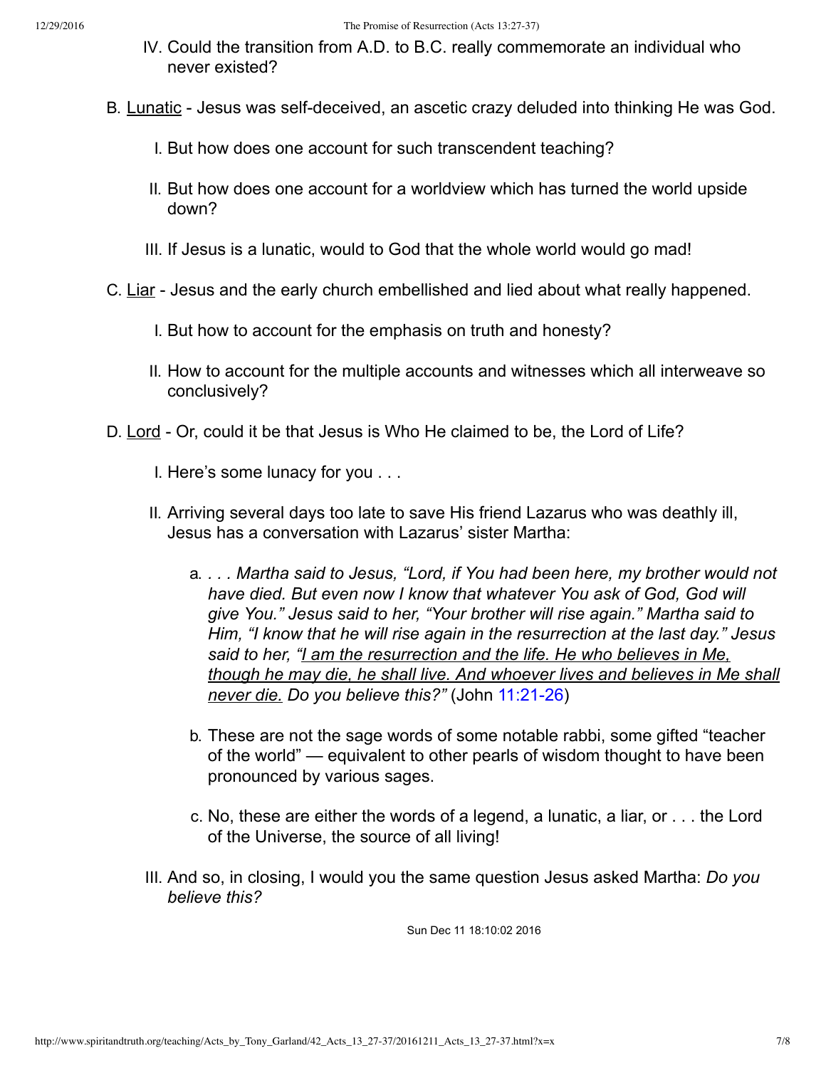IV. Could the transition from A.D. to B.C. really commemorate an individual who never existed?

B. <u>Lunatic</u> - Jesus was self-deceived, an ascetic crazy deluded into thinking He was God.

I. But how does one account for such transcendent teaching?

II. But how does one account for a worldview which has turned the world upside down?

III. If Jesus is a lunatic, would to God that the whole world would go mad!

C. <u>Liar</u> - Jesus and the early church embellished and lied about what really happened.

I. But how to account for the emphasis on truth and honesty?

II. How to account for the multiple accounts and witnesses which all interweave so conclusively?

D. <u>Lord</u> - Or, could it be that Jesus is Who He claimed to be, the Lord of Life?

I. Here's some lunacy for you . . .

II. Arriving several days too late to save His friend Lazarus who was deathly ill, Jesus has a conversation with Lazarus' sister Martha:

a. *. . . Martha said to Jesus, "Lord, if You had been here, my brother would not have died. But even now I know that whatever You ask of God, God will give You." Jesus said to her, "Your brother will rise again." Martha said to Him, "I know that he will rise again in the resurrection at the last day." Jesus said to her, "<u>I am the resurrection and the life. He who believes in Me, though he may die, he shall live. And whoever lives and believes in Me shall never die.</u> Do you believe this?"* (John 11:21-26)

b. These are not the sage words of some notable rabbi, some gifted "teacher of the world" — equivalent to other pearls of wisdom thought to have been pronounced by various sages.

c. No, these are either the words of a legend, a lunatic, a liar, or . . . the Lord of the Universe, the source of all living!

III. And so, in closing, I would you the same question Jesus asked Martha: *Do you believe this?*

Sun Dec 11 18:10:02 2016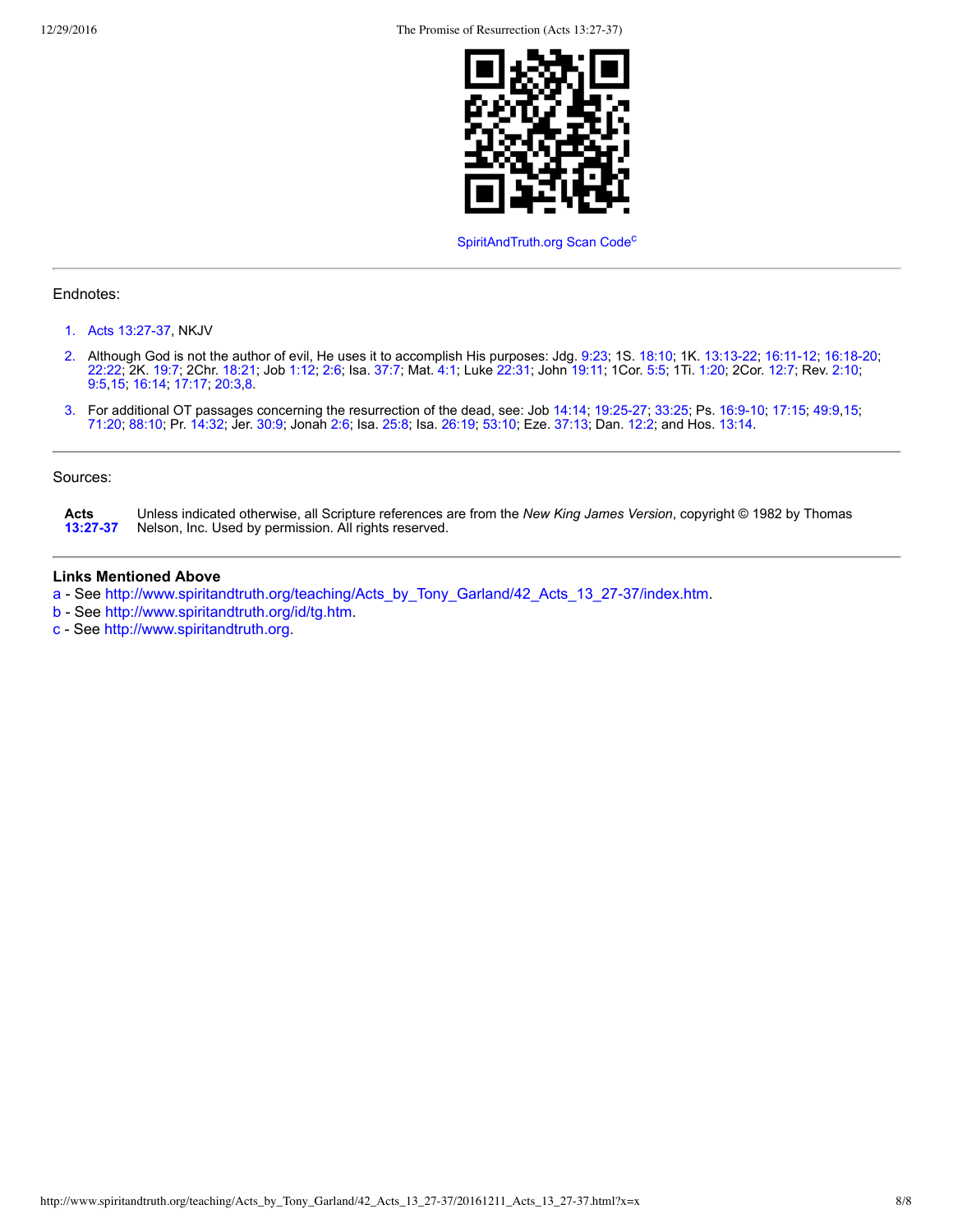SpiritAndTruth.org Scan Code[c]

---

Endnotes:

1. Acts 13:27-37, NKJV
2. Although God is not the author of evil, He uses it to accomplish His purposes: Jdg. 9:23; 1S. 18:10; 1K. 13:13-22; 16:11-12; 16:18-20; 22:22; 2K. 19:7; 2Chr. 18:21; Job 1:12; 2:6; Isa. 37:7; Mat. 4:1; Luke 22:31; John 19:11; 1Cor. 5:5; 1Ti. 1:20; 2Cor. 12:7; Rev. 2:10; 9:5,15; 16:14; 17:17; 20:3,8.
3. For additional OT passages concerning the resurrection of the dead, see: Job 14:14; 19:25-27; 33:25; Ps. 16:9-10; 17:15; 49:9,15; 71:20; 88:10; Pr. 14:32; Jer. 30:9; Jonah 2:6; Isa. 25:8; Isa. 26:19; 53:10; Eze. 37:13; Dan. 12:2; and Hos. 13:14.

---

Sources:

| | |
|---|---|
| **Acts 13:27-37** | Unless indicated otherwise, all Scripture references are from the *New King James Version*, copyright © 1982 by Thomas Nelson, Inc. Used by permission. All rights reserved. |

---

**Links Mentioned Above**

a - See http://www.spiritandtruth.org/teaching/Acts_by_Tony_Garland/42_Acts_13_27-37/index.htm.
b - See http://www.spiritandtruth.org/id/tg.htm.
c - See http://www.spiritandtruth.org.